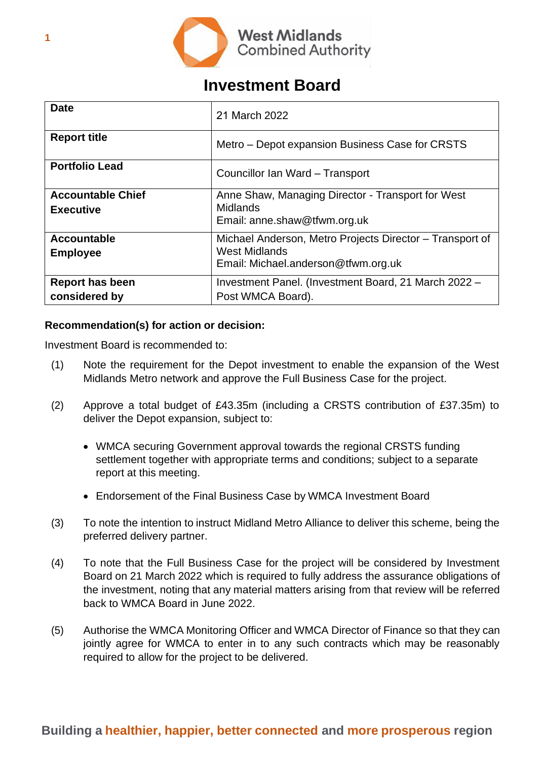West Midlands Combined Authority

# Investment Board

| Date | 21 March 2022 |
|---|---|
| **Report title** | Metro – Depot expansion Business Case for CRSTS |
| **Portfolio Lead** | Councillor Ian Ward – Transport |
| **Accountable Chief Executive** | Anne Shaw, Managing Director - Transport for West Midlands<br>Email: anne.shaw@tfwm.org.uk |
| **Accountable Employee** | Michael Anderson, Metro Projects Director – Transport of West Midlands<br>Email: Michael.anderson@tfwm.org.uk |
| **Report has been considered by** | Investment Panel. (Investment Board, 21 March 2022 – Post WMCA Board). |

**Recommendation(s) for action or decision:**

Investment Board is recommended to:

(1) Note the requirement for the Depot investment to enable the expansion of the West Midlands Metro network and approve the Full Business Case for the project.

(2) Approve a total budget of £43.35m (including a CRSTS contribution of £37.35m) to deliver the Depot expansion, subject to:

- WMCA securing Government approval towards the regional CRSTS funding settlement together with appropriate terms and conditions; subject to a separate report at this meeting.
- Endorsement of the Final Business Case by WMCA Investment Board

(3) To note the intention to instruct Midland Metro Alliance to deliver this scheme, being the preferred delivery partner.

(4) To note that the Full Business Case for the project will be considered by Investment Board on 21 March 2022 which is required to fully address the assurance obligations of the investment, noting that any material matters arising from that review will be referred back to WMCA Board in June 2022.

(5) Authorise the WMCA Monitoring Officer and WMCA Director of Finance so that they can jointly agree for WMCA to enter in to any such contracts which may be reasonably required to allow for the project to be delivered.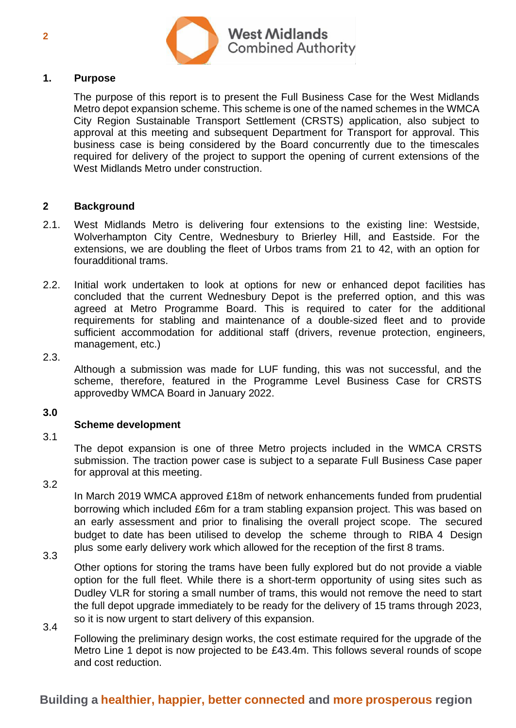## 1. Purpose

The purpose of this report is to present the Full Business Case for the West Midlands Metro depot expansion scheme. This scheme is one of the named schemes in the WMCA City Region Sustainable Transport Settlement (CRSTS) application, also subject to approval at this meeting and subsequent Department for Transport for approval. This business case is being considered by the Board concurrently due to the timescales required for delivery of the project to support the opening of current extensions of the West Midlands Metro under construction.

## 2 Background

2.1. West Midlands Metro is delivering four extensions to the existing line: Westside, Wolverhampton City Centre, Wednesbury to Brierley Hill, and Eastside. For the extensions, we are doubling the fleet of Urbos trams from 21 to 42, with an option for fouradditional trams.

2.2. Initial work undertaken to look at options for new or enhanced depot facilities has concluded that the current Wednesbury Depot is the preferred option, and this was agreed at Metro Programme Board. This is required to cater for the additional requirements for stabling and maintenance of a double-sized fleet and to provide sufficient accommodation for additional staff (drivers, revenue protection, engineers, management, etc.)

2.3. Although a submission was made for LUF funding, this was not successful, and the scheme, therefore, featured in the Programme Level Business Case for CRSTS approvedby WMCA Board in January 2022.

## 3.0 Scheme development

3.1 The depot expansion is one of three Metro projects included in the WMCA CRSTS submission. The traction power case is subject to a separate Full Business Case paper for approval at this meeting.

3.2 In March 2019 WMCA approved £18m of network enhancements funded from prudential borrowing which included £6m for a tram stabling expansion project. This was based on an early assessment and prior to finalising the overall project scope. The secured budget to date has been utilised to develop the scheme through to RIBA 4 Design plus some early delivery work which allowed for the reception of the first 8 trams.

3.3 Other options for storing the trams have been fully explored but do not provide a viable option for the full fleet. While there is a short-term opportunity of using sites such as Dudley VLR for storing a small number of trams, this would not remove the need to start the full depot upgrade immediately to be ready for the delivery of 15 trams through 2023, so it is now urgent to start delivery of this expansion.

3.4 Following the preliminary design works, the cost estimate required for the upgrade of the Metro Line 1 depot is now projected to be £43.4m. This follows several rounds of scope and cost reduction.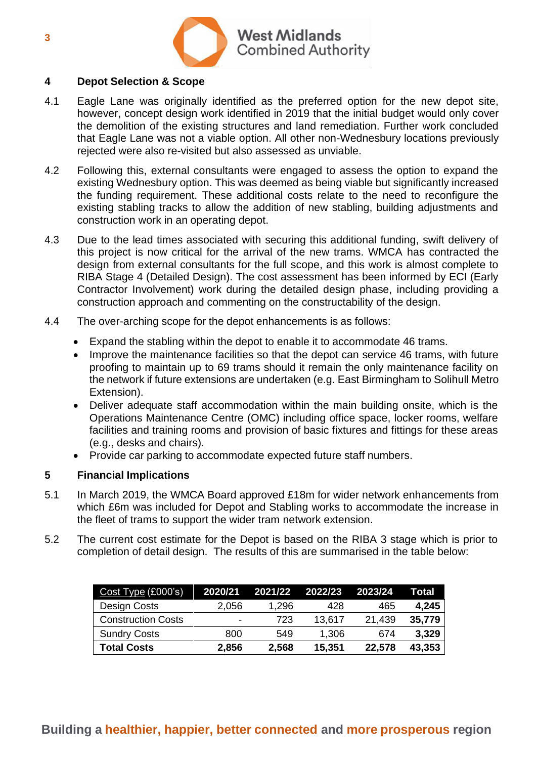## 4 Depot Selection & Scope

4.1 Eagle Lane was originally identified as the preferred option for the new depot site, however, concept design work identified in 2019 that the initial budget would only cover the demolition of the existing structures and land remediation. Further work concluded that Eagle Lane was not a viable option. All other non-Wednesbury locations previously rejected were also re-visited but also assessed as unviable.

4.2 Following this, external consultants were engaged to assess the option to expand the existing Wednesbury option. This was deemed as being viable but significantly increased the funding requirement. These additional costs relate to the need to reconfigure the existing stabling tracks to allow the addition of new stabling, building adjustments and construction work in an operating depot.

4.3 Due to the lead times associated with securing this additional funding, swift delivery of this project is now critical for the arrival of the new trams. WMCA has contracted the design from external consultants for the full scope, and this work is almost complete to RIBA Stage 4 (Detailed Design). The cost assessment has been informed by ECI (Early Contractor Involvement) work during the detailed design phase, including providing a construction approach and commenting on the constructability of the design.

4.4 The over-arching scope for the depot enhancements is as follows:

- Expand the stabling within the depot to enable it to accommodate 46 trams.
- Improve the maintenance facilities so that the depot can service 46 trams, with future proofing to maintain up to 69 trams should it remain the only maintenance facility on the network if future extensions are undertaken (e.g. East Birmingham to Solihull Metro Extension).
- Deliver adequate staff accommodation within the main building onsite, which is the Operations Maintenance Centre (OMC) including office space, locker rooms, welfare facilities and training rooms and provision of basic fixtures and fittings for these areas (e.g., desks and chairs).
- Provide car parking to accommodate expected future staff numbers.

## 5 Financial Implications

5.1 In March 2019, the WMCA Board approved £18m for wider network enhancements from which £6m was included for Depot and Stabling works to accommodate the increase in the fleet of trams to support the wider tram network extension.

5.2 The current cost estimate for the Depot is based on the RIBA 3 stage which is prior to completion of detail design. The results of this are summarised in the table below:

| Cost Type (£000's) | 2020/21 | 2021/22 | 2022/23 | 2023/24 | Total |
|---|---|---|---|---|---|
| Design Costs | 2,056 | 1,296 | 428 | 465 | **4,245** |
| Construction Costs | - | 723 | 13,617 | 21,439 | **35,779** |
| Sundry Costs | 800 | 549 | 1,306 | 674 | **3,329** |
| **Total Costs** | **2,856** | **2,568** | **15,351** | **22,578** | **43,353** |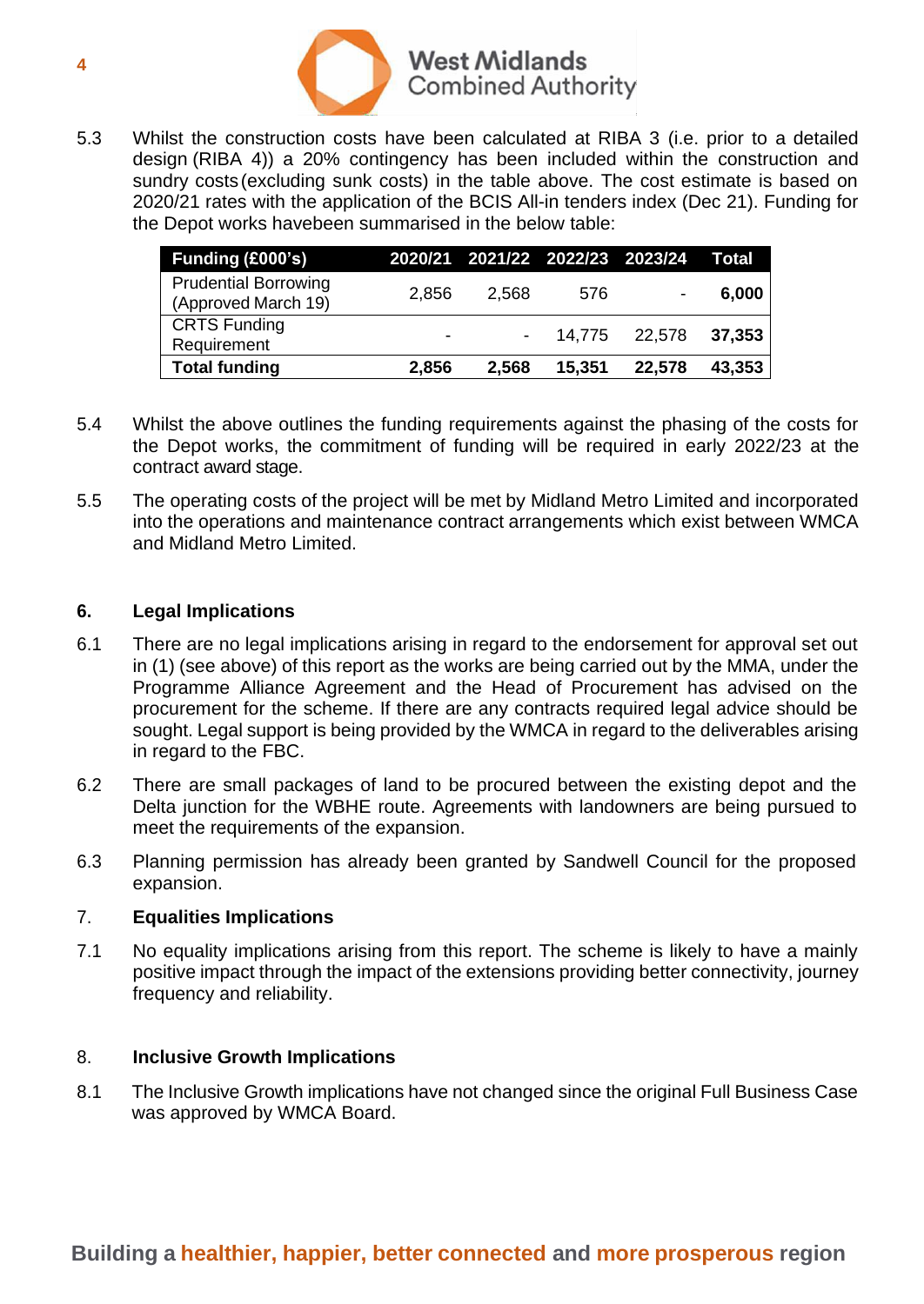5.3 Whilst the construction costs have been calculated at RIBA 3 (i.e. prior to a detailed design (RIBA 4)) a 20% contingency has been included within the construction and sundry costs (excluding sunk costs) in the table above. The cost estimate is based on 2020/21 rates with the application of the BCIS All-in tenders index (Dec 21). Funding for the Depot works havebeen summarised in the below table:

| Funding (£000's) | 2020/21 | 2021/22 | 2022/23 | 2023/24 | Total |
|---|---|---|---|---|---|
| Prudential Borrowing (Approved March 19) | 2,856 | 2,568 | 576 | - | **6,000** |
| CRTS Funding Requirement | - | - | 14,775 | 22,578 | **37,353** |
| **Total funding** | **2,856** | **2,568** | **15,351** | **22,578** | **43,353** |

5.4 Whilst the above outlines the funding requirements against the phasing of the costs for the Depot works, the commitment of funding will be required in early 2022/23 at the contract award stage.

5.5 The operating costs of the project will be met by Midland Metro Limited and incorporated into the operations and maintenance contract arrangements which exist between WMCA and Midland Metro Limited.

## 6. Legal Implications

6.1 There are no legal implications arising in regard to the endorsement for approval set out in (1) (see above) of this report as the works are being carried out by the MMA, under the Programme Alliance Agreement and the Head of Procurement has advised on the procurement for the scheme. If there are any contracts required legal advice should be sought. Legal support is being provided by the WMCA in regard to the deliverables arising in regard to the FBC.

6.2 There are small packages of land to be procured between the existing depot and the Delta junction for the WBHE route. Agreements with landowners are being pursued to meet the requirements of the expansion.

6.3 Planning permission has already been granted by Sandwell Council for the proposed expansion.

## 7. Equalities Implications

7.1 No equality implications arising from this report. The scheme is likely to have a mainly positive impact through the impact of the extensions providing better connectivity, journey frequency and reliability.

## 8. Inclusive Growth Implications

8.1 The Inclusive Growth implications have not changed since the original Full Business Case was approved by WMCA Board.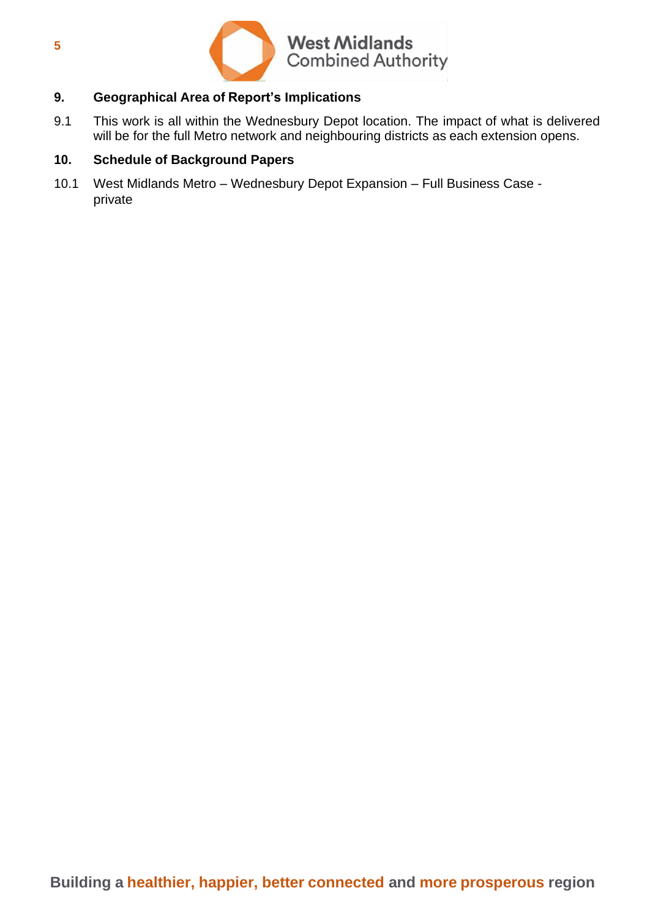## 9. Geographical Area of Report's Implications

9.1 This work is all within the Wednesbury Depot location. The impact of what is delivered will be for the full Metro network and neighbouring districts as each extension opens.

## 10. Schedule of Background Papers

10.1 West Midlands Metro – Wednesbury Depot Expansion – Full Business Case - private